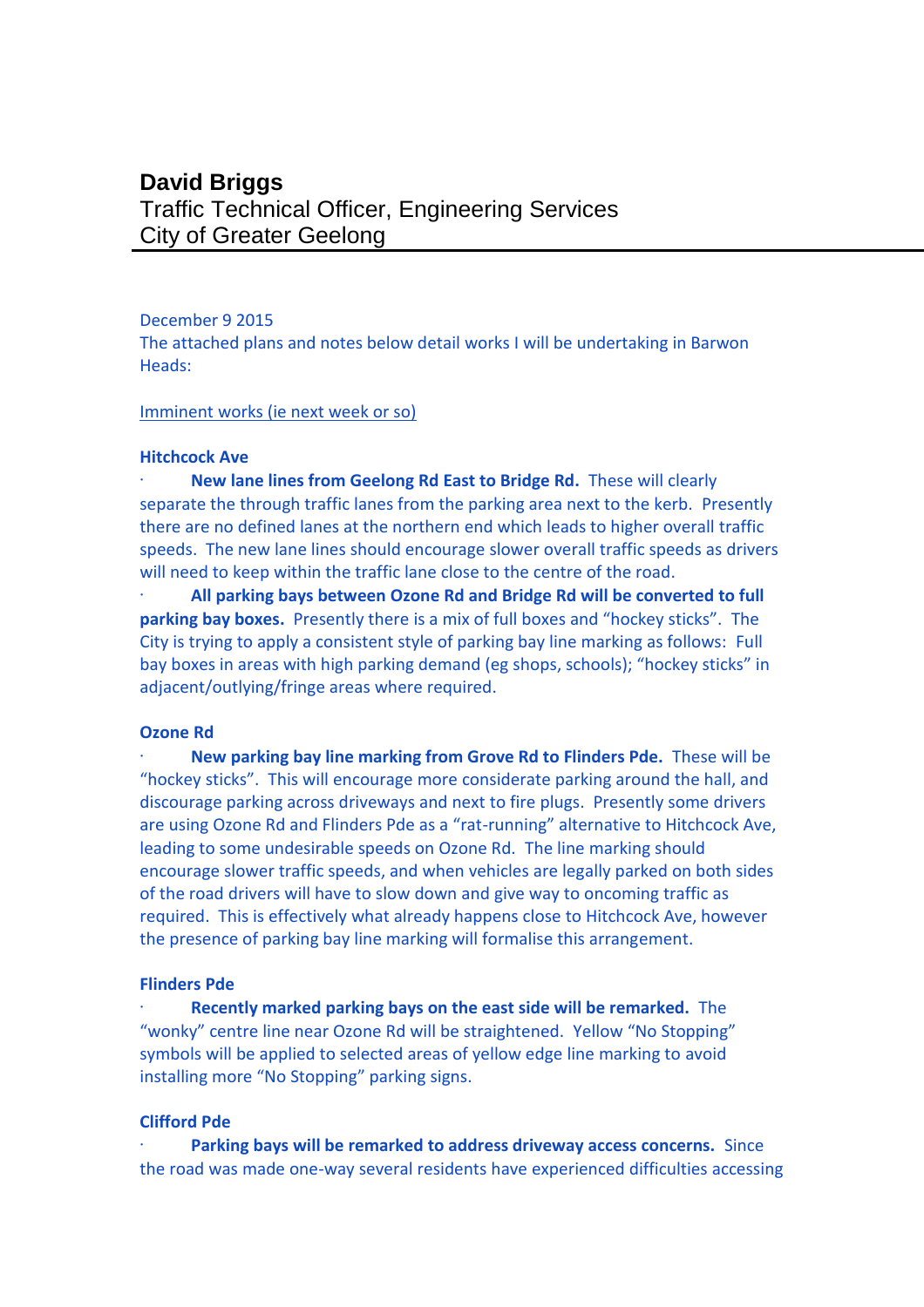**David Briggs**
Traffic Technical Officer, Engineering Services
City of Greater Geelong

December 9 2015
The attached plans and notes below detail works I will be undertaking in Barwon Heads:

Imminent works (ie next week or so)

**Hitchcock Ave**

- **New lane lines from Geelong Rd East to Bridge Rd.** These will clearly separate the through traffic lanes from the parking area next to the kerb. Presently there are no defined lanes at the northern end which leads to higher overall traffic speeds. The new lane lines should encourage slower overall traffic speeds as drivers will need to keep within the traffic lane close to the centre of the road.
- **All parking bays between Ozone Rd and Bridge Rd will be converted to full parking bay boxes.** Presently there is a mix of full boxes and "hockey sticks". The City is trying to apply a consistent style of parking bay line marking as follows: Full bay boxes in areas with high parking demand (eg shops, schools); "hockey sticks" in adjacent/outlying/fringe areas where required.

**Ozone Rd**

- **New parking bay line marking from Grove Rd to Flinders Pde.** These will be "hockey sticks". This will encourage more considerate parking around the hall, and discourage parking across driveways and next to fire plugs. Presently some drivers are using Ozone Rd and Flinders Pde as a "rat-running" alternative to Hitchcock Ave, leading to some undesirable speeds on Ozone Rd. The line marking should encourage slower traffic speeds, and when vehicles are legally parked on both sides of the road drivers will have to slow down and give way to oncoming traffic as required. This is effectively what already happens close to Hitchcock Ave, however the presence of parking bay line marking will formalise this arrangement.

**Flinders Pde**

- **Recently marked parking bays on the east side will be remarked.** The "wonky" centre line near Ozone Rd will be straightened. Yellow "No Stopping" symbols will be applied to selected areas of yellow edge line marking to avoid installing more "No Stopping" parking signs.

**Clifford Pde**

- **Parking bays will be remarked to address driveway access concerns.** Since the road was made one-way several residents have experienced difficulties accessing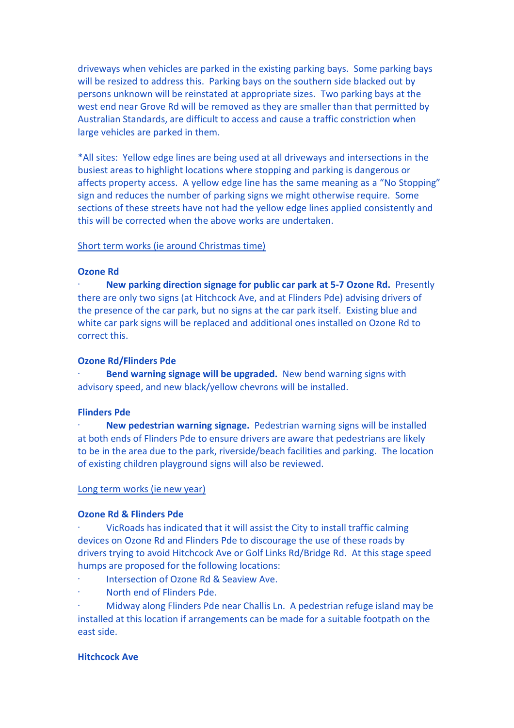driveways when vehicles are parked in the existing parking bays. Some parking bays will be resized to address this. Parking bays on the southern side blacked out by persons unknown will be reinstated at appropriate sizes. Two parking bays at the west end near Grove Rd will be removed as they are smaller than that permitted by Australian Standards, are difficult to access and cause a traffic constriction when large vehicles are parked in them.

*All sites: Yellow edge lines are being used at all driveways and intersections in the busiest areas to highlight locations where stopping and parking is dangerous or affects property access. A yellow edge line has the same meaning as a "No Stopping" sign and reduces the number of parking signs we might otherwise require. Some sections of these streets have not had the yellow edge lines applied consistently and this will be corrected when the above works are undertaken.

<u>Short term works (ie around Christmas time)</u>

**Ozone Rd**

- **New parking direction signage for public car park at 5-7 Ozone Rd.** Presently there are only two signs (at Hitchcock Ave, and at Flinders Pde) advising drivers of the presence of the car park, but no signs at the car park itself. Existing blue and white car park signs will be replaced and additional ones installed on Ozone Rd to correct this.

**Ozone Rd/Flinders Pde**

- **Bend warning signage will be upgraded.** New bend warning signs with advisory speed, and new black/yellow chevrons will be installed.

**Flinders Pde**

- **New pedestrian warning signage.** Pedestrian warning signs will be installed at both ends of Flinders Pde to ensure drivers are aware that pedestrians are likely to be in the area due to the park, riverside/beach facilities and parking. The location of existing children playground signs will also be reviewed.

<u>Long term works (ie new year)</u>

**Ozone Rd & Flinders Pde**

- VicRoads has indicated that it will assist the City to install traffic calming devices on Ozone Rd and Flinders Pde to discourage the use of these roads by drivers trying to avoid Hitchcock Ave or Golf Links Rd/Bridge Rd. At this stage speed humps are proposed for the following locations:
- Intersection of Ozone Rd & Seaview Ave.
- North end of Flinders Pde.
- Midway along Flinders Pde near Challis Ln. A pedestrian refuge island may be installed at this location if arrangements can be made for a suitable footpath on the east side.

**Hitchcock Ave**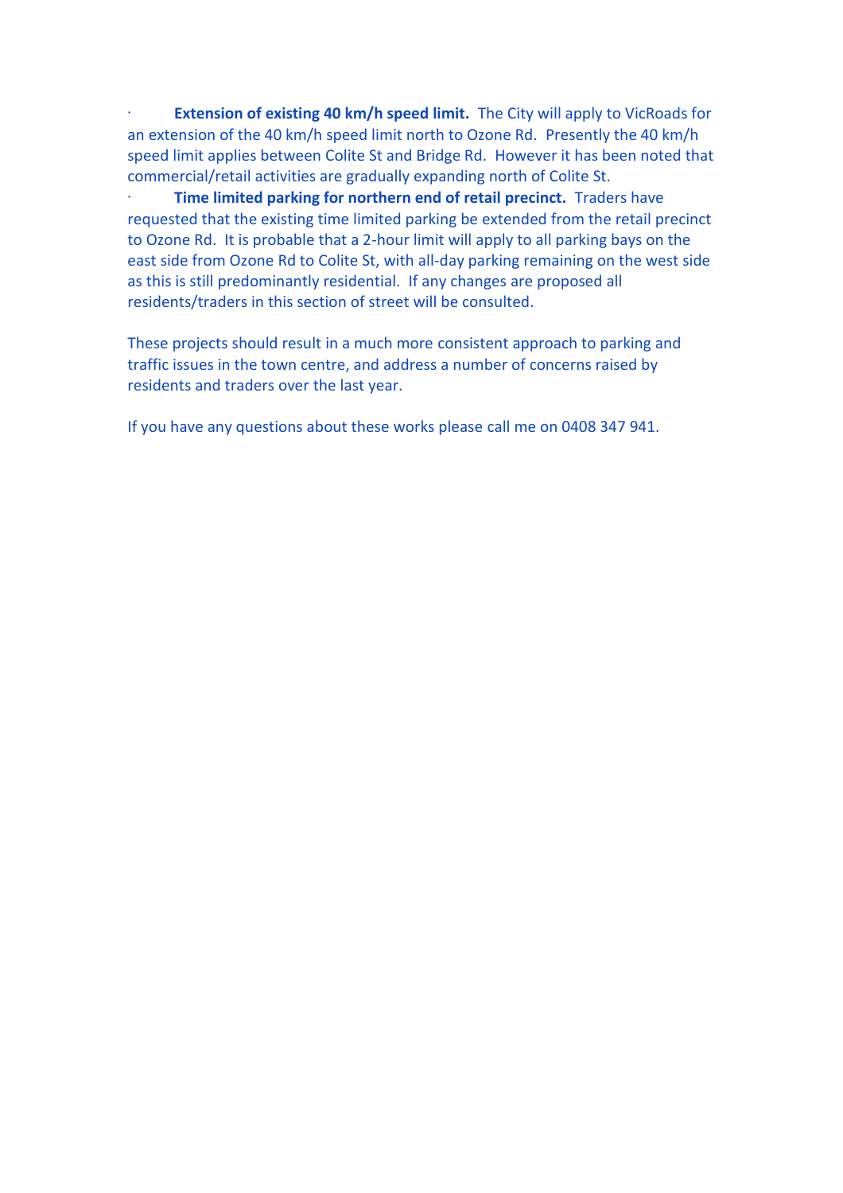- **Extension of existing 40 km/h speed limit.** The City will apply to VicRoads for an extension of the 40 km/h speed limit north to Ozone Rd. Presently the 40 km/h speed limit applies between Colite St and Bridge Rd. However it has been noted that commercial/retail activities are gradually expanding north of Colite St.
- **Time limited parking for northern end of retail precinct.** Traders have requested that the existing time limited parking be extended from the retail precinct to Ozone Rd. It is probable that a 2-hour limit will apply to all parking bays on the east side from Ozone Rd to Colite St, with all-day parking remaining on the west side as this is still predominantly residential. If any changes are proposed all residents/traders in this section of street will be consulted.

These projects should result in a much more consistent approach to parking and traffic issues in the town centre, and address a number of concerns raised by residents and traders over the last year.

If you have any questions about these works please call me on 0408 347 941.